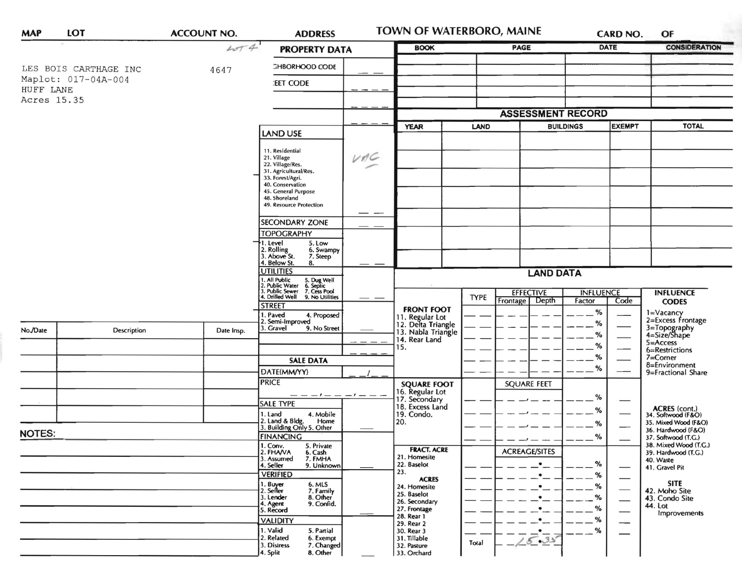# TOWN OF WATERBORO, MAINE

| MAP | LOT | ACCOUNT NO. | ADDRESS | CARD NO. | OF |
|---|---|---|---|---|---|

LOT 4

LES BOIS CARTHAGE INC — 4647
Maplot: 017-04A-004
HUFF LANE
Acres 15.35

## PROPERTY DATA

| | |
|---|---|
| NEIGHBORHOOD CODE | |
| STREET CODE | |
| | |
| | |
| LAND USE<br>11. Residential<br>21. Village<br>22. Village/Res.<br>31. Agricultural/Res.<br>33. Forest/Agri.<br>40. Conservation<br>45. General Purpose<br>48. Shoreland<br>49. Resource Protection | VAC |
| SECONDARY ZONE | |
| TOPOGRAPHY<br>1. Level 5. Low<br>2. Rolling 6. Swampy<br>3. Above St. 7. Steep<br>4. Below St. 8. | |
| UTILITIES<br>1. All Public 5. Dug Well<br>2. Public Water 6. Septic<br>3. Public Sewer 7. Cess Pool<br>4. Drilled Well 9. No Utilities | |
| STREET<br>1. Paved 4. Proposed<br>2. Semi-Improved<br>3. Gravel 9. No Street | |

## SALE DATA

| | |
|---|---|
| DATE(MM/YY) | /   |
| PRICE | , , |
| SALE TYPE<br>1. Land 4. Mobile Home<br>2. Land & Bldg.<br>3. Building Only 5. Other | |
| FINANCING<br>1. Conv. 5. Private<br>2. FHA/VA 6. Cash<br>3. Assumed 7. FMHA<br>4. Seller 9. Unknown | |
| VERIFIED<br>1. Buyer 6. MLS<br>2. Seller 7. Family<br>3. Lender 8. Other<br>4. Agent 9. Confid.<br>5. Record | |
| VALIDITY<br>1. Valid 5. Partial<br>2. Related 6. Exempt<br>3. Distress 7. Changed<br>4. Split 8. Other | |

| BOOK | PAGE | DATE | CONSIDERATION |
|---|---|---|---|
| | | | |
| | | | |
| | | | |
| | | | |

## ASSESSMENT RECORD

| YEAR | LAND | BUILDINGS | EXEMPT | TOTAL |
|---|---|---|---|---|
| | | | | |
| | | | | |
| | | | | |
| | | | | |
| | | | | |
| | | | | |
| | | | | |

## LAND DATA

| | TYPE | EFFECTIVE Frontage | EFFECTIVE Depth | INFLUENCE Factor | INFLUENCE Code |
|---|---|---|---|---|---|
| **FRONT FOOT**<br>11. Regular Lot<br>12. Delta Triangle<br>13. Nabla Triangle<br>14. Rear Land<br>15. | | | | % | |
| **SQUARE FOOT**<br>16. Regular Lot<br>17. Secondary<br>18. Excess Land<br>19. Condo.<br>20. | | SQUARE FEET | | % | |
| **FRACT. ACRE**<br>21. Homesite<br>22. Baselot<br>23.<br>**ACRES**<br>24. Homesite<br>25. Baselot<br>26. Secondary<br>27. Frontage<br>28. Rear 1<br>29. Rear 2<br>30. Rear 3<br>31. Tillable<br>32. Pasture<br>33. Orchard | | ACREAGE/SITES | | % | |
| | Total | 15.35 | | | |

**INFLUENCE CODES**
1=Vacancy
2=Excess Frontage
3=Topography
4=Size/Shape
5=Access
6=Restrictions
7=Corner
8=Environment
9=Fractional Share

**ACRES (cont.)**
34. Softwood (F&O)
35. Mixed Wood (F&O)
36. Hardwood (F&O)
37. Softwood (T.G.)
38. Mixed Wood (T.G.)
39. Hardwood (T.G.)
40. Waste
41. Gravel Pit

**SITE**
42. Moho Site
43. Condo Site
44. Lot Improvements

| No./Date | Description | Date Insp. |
|---|---|---|
| | | |
| | | |
| | | |
| | | |
| | | |
| | | |

**NOTES:**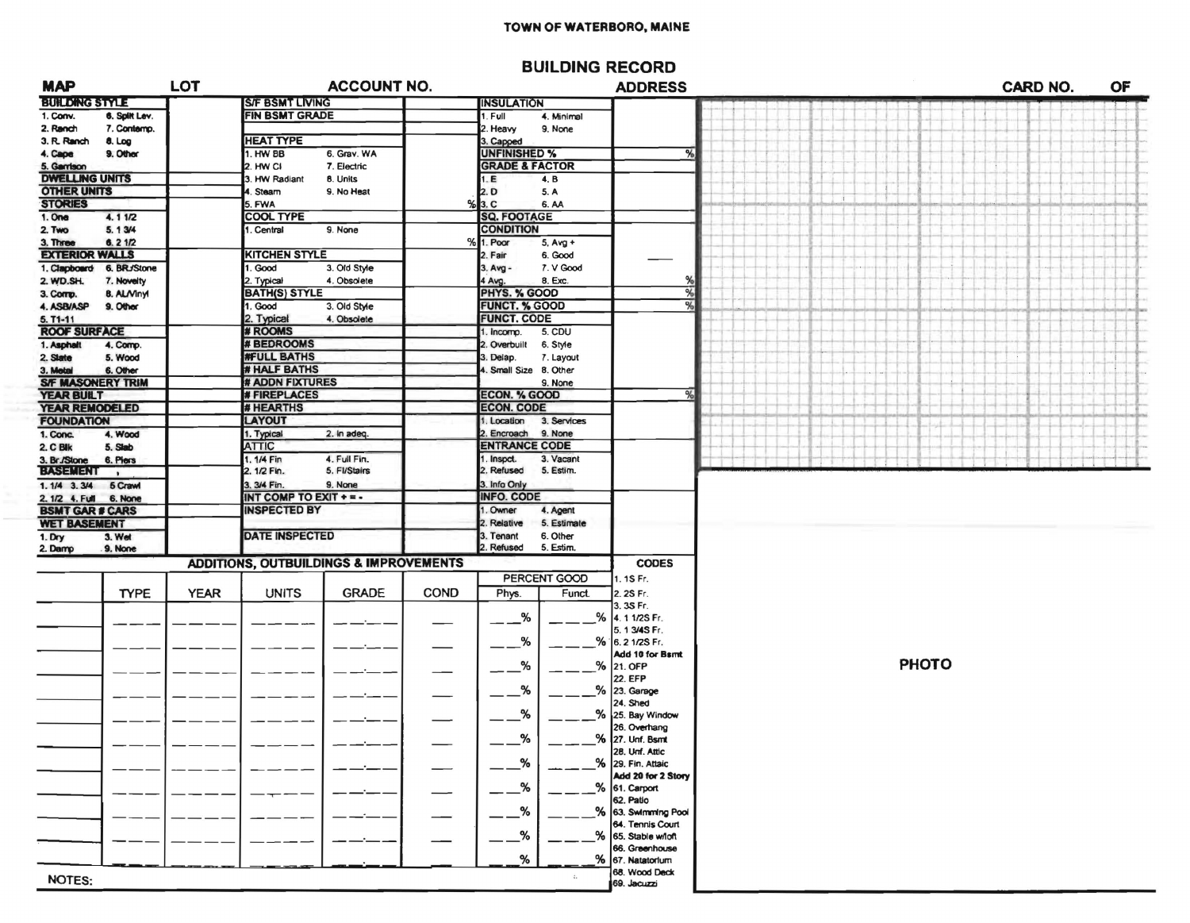TOWN OF WATERBORO, MAINE

# BUILDING RECORD

**MAP** | **LOT** | **ACCOUNT NO.** | **ADDRESS** | **CARD NO.** | **OF**

**BUILDING STYLE**
1. Conv. 6. Split Lev.
2. Ranch 7. Contemp.
3. R. Ranch 8. Log
4. Cape 9. Other
5. Garrison

**DWELLING UNITS**

**OTHER UNITS**

**STORIES**
1. One 4. 1 1/2
2. Two 5. 1 3/4
3. Three 6. 2 1/2

**EXTERIOR WALLS**
1. Clapboard 6. BR./Stone
2. WD.SH. 7. Novelty
3. Comp. 8. AL/Vinyl
4. ASB/ASP 9. Other
5. T1-11

**ROOF SURFACE**
1. Asphalt 4. Comp.
2. Slate 5. Wood
3. Metal 6. Other

**S/F MASONERY TRIM**

**YEAR BUILT**

**YEAR REMODELED**

**FOUNDATION**
1. Conc. 4. Wood
2. C Blk 5. Slab
3. Br./Stone 6. Piers

**BASEMENT**
1. 1/4 3. 3/4 5 Crawl
2. 1/2 4. Full 6. None

**BSMT GAR # CARS**

**WET BASEMENT**
1. Dry 3. Wet
2. Damp 9. None

**S/F BSMT LIVING**

**FIN BSMT GRADE**

**HEAT TYPE**
1. HW BB 6. Grav. WA
2. HW CI 7. Electric
3. HW Radiant 8. Units
4. Steam 9. No Heat
5. FWA

%

**COOL TYPE**
1. Central 9. None

%

**KITCHEN STYLE**
1. Good 3. Old Style
2. Typical 4. Obsolete

**BATH(S) STYLE**
1. Good 3. Old Style
2. Typical 4. Obsolete

**# ROOMS**

**# BEDROOMS**

**#FULL BATHS**

**# HALF BATHS**

**# ADDN FIXTURES**

**# FIREPLACES**

**# HEARTHS**

**LAYOUT**
1. Typical 2. In adeq.

**ATTIC**
1. 1/4 Fin 4. Full Fin.
2. 1/2 Fin. 5. Fl/Stairs
3. 3/4 Fin. 9. None

**INT COMP TO EXIT + = -**

**INSPECTED BY**

**DATE INSPECTED**

**INSULATION**
1. Full 4. Minimal
2. Heavy 9. None
3. Capped

**UNFINISHED %** %

**GRADE & FACTOR**
1. E 4. B
2. D 5. A
3. C 6. AA

**SQ. FOOTAGE**

**CONDITION**
1. Poor 5. Avg +
2. Fair 6. Good
3. Avg - 7. V Good
4 Avg. 8. Exc.

%

**PHYS. % GOOD** %

**FUNCT. % GOOD** %

**FUNCT. CODE**
1. Incomp. 5. CDU
2. Overbuilt 6. Style
3. Delap. 7. Layout
4. Small Size 8. Other
9. None

**ECON. % GOOD** %

**ECON. CODE**
1. Location 3. Services
2. Encroach 9. None

**ENTRANCE CODE**
1. Inspct. 3. Vacant
2. Refused 5. Estim.
3. Info Only

**INFO. CODE**
1. Owner 4. Agent
2. Relative 5. Estimate
3. Tenant 6. Other
2. Refused 5. Estim.

## ADDITIONS, OUTBUILDINGS & IMPROVEMENTS

| | TYPE | YEAR | UNITS | GRADE | COND | PERCENT GOOD Phys. | PERCENT GOOD Funct. |
|---|---|---|---|---|---|---|---|
| | | | | | | % | % |
| | | | | | | % | % |
| | | | | | | % | % |
| | | | | | | % | % |
| | | | | | | % | % |
| | | | | | | % | % |
| | | | | | | % | % |
| | | | | | | % | % |
| | | | | | | % | % |
| | | | | | | % | % |
| | | | | | | % | % |

NOTES:

**CODES**
1. 1S Fr.
2. 2S Fr.
3. 3S Fr.
4. 1 1/2S Fr.
5. 1 3/4S Fr.
6. 2 1/2S Fr.
**Add 10 for Bsmt**
21. OFP
22. EFP
23. Garage
24. Shed
25. Bay Window
26. Overhang
27. Unf. Bsmt
28. Unf. Attic
29. Fin. Attaic
**Add 20 for 2 Story**
61. Carport
62. Patio
63. Swimming Pool
64. Tennis Court
65. Stable w/loft
66. Greenhouse
67. Natatorium
68. Wood Deck
69. Jacuzzi

PHOTO